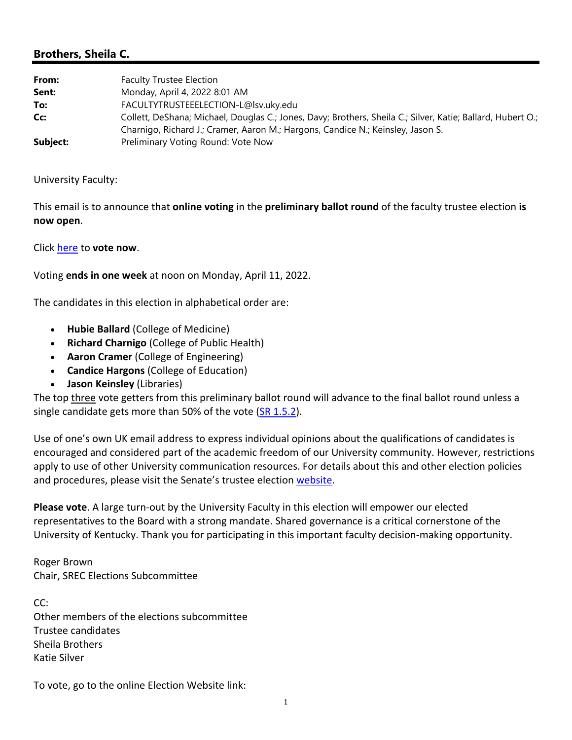## Brothers, Sheila C.

| | |
|---|---|
| **From:** | Faculty Trustee Election |
| **Sent:** | Monday, April 4, 2022 8:01 AM |
| **To:** | FACULTYTRUSTEEELECTION-L@lsv.uky.edu |
| **Cc:** | Collett, DeShana; Michael, Douglas C.; Jones, Davy; Brothers, Sheila C.; Silver, Katie; Ballard, Hubert O.; Charnigo, Richard J.; Cramer, Aaron M.; Hargons, Candice N.; Keinsley, Jason S. |
| **Subject:** | Preliminary Voting Round: Vote Now |

University Faculty:

This email is to announce that **online voting** in the **preliminary ballot round** of the faculty trustee election **is now open**.

Click here to **vote now**.

Voting **ends in one week** at noon on Monday, April 11, 2022.

The candidates in this election in alphabetical order are:

- **Hubie Ballard** (College of Medicine)
- **Richard Charnigo** (College of Public Health)
- **Aaron Cramer** (College of Engineering)
- **Candice Hargons** (College of Education)
- **Jason Keinsley** (Libraries)

The top three vote getters from this preliminary ballot round will advance to the final ballot round unless a single candidate gets more than 50% of the vote (SR 1.5.2).

Use of one's own UK email address to express individual opinions about the qualifications of candidates is encouraged and considered part of the academic freedom of our University community. However, restrictions apply to use of other University communication resources. For details about this and other election policies and procedures, please visit the Senate's trustee election website.

**Please vote**. A large turn-out by the University Faculty in this election will empower our elected representatives to the Board with a strong mandate. Shared governance is a critical cornerstone of the University of Kentucky. Thank you for participating in this important faculty decision-making opportunity.

Roger Brown
Chair, SREC Elections Subcommittee

CC:
Other members of the elections subcommittee
Trustee candidates
Sheila Brothers
Katie Silver

To vote, go to the online Election Website link: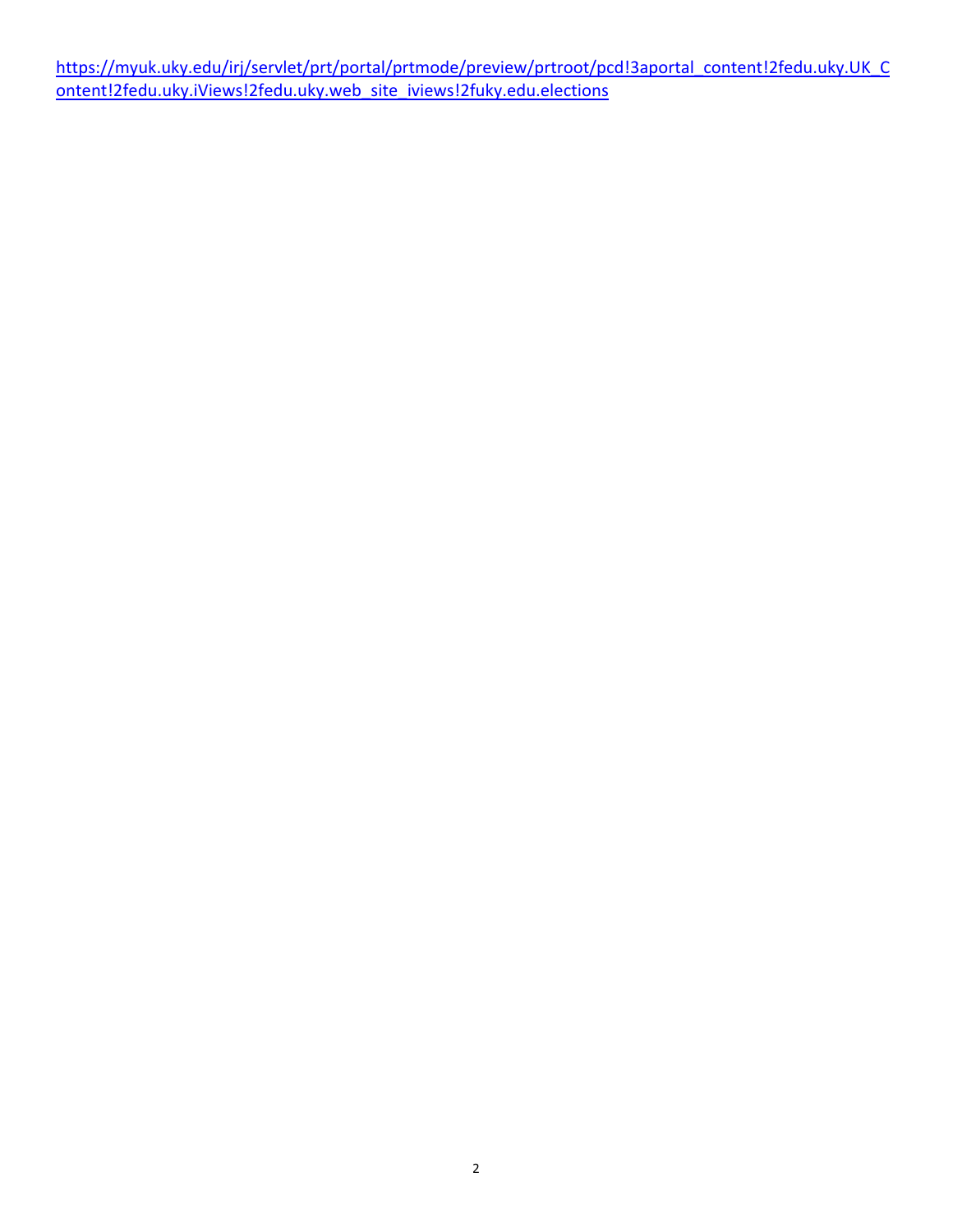https://myuk.uky.edu/irj/servlet/prt/portal/prtmode/preview/prtroot/pcd!3aportal_content!2fedu.uky.UK_Content!2fedu.uky.iViews!2fedu.uky.web_site_iviews!2fuky.edu.elections